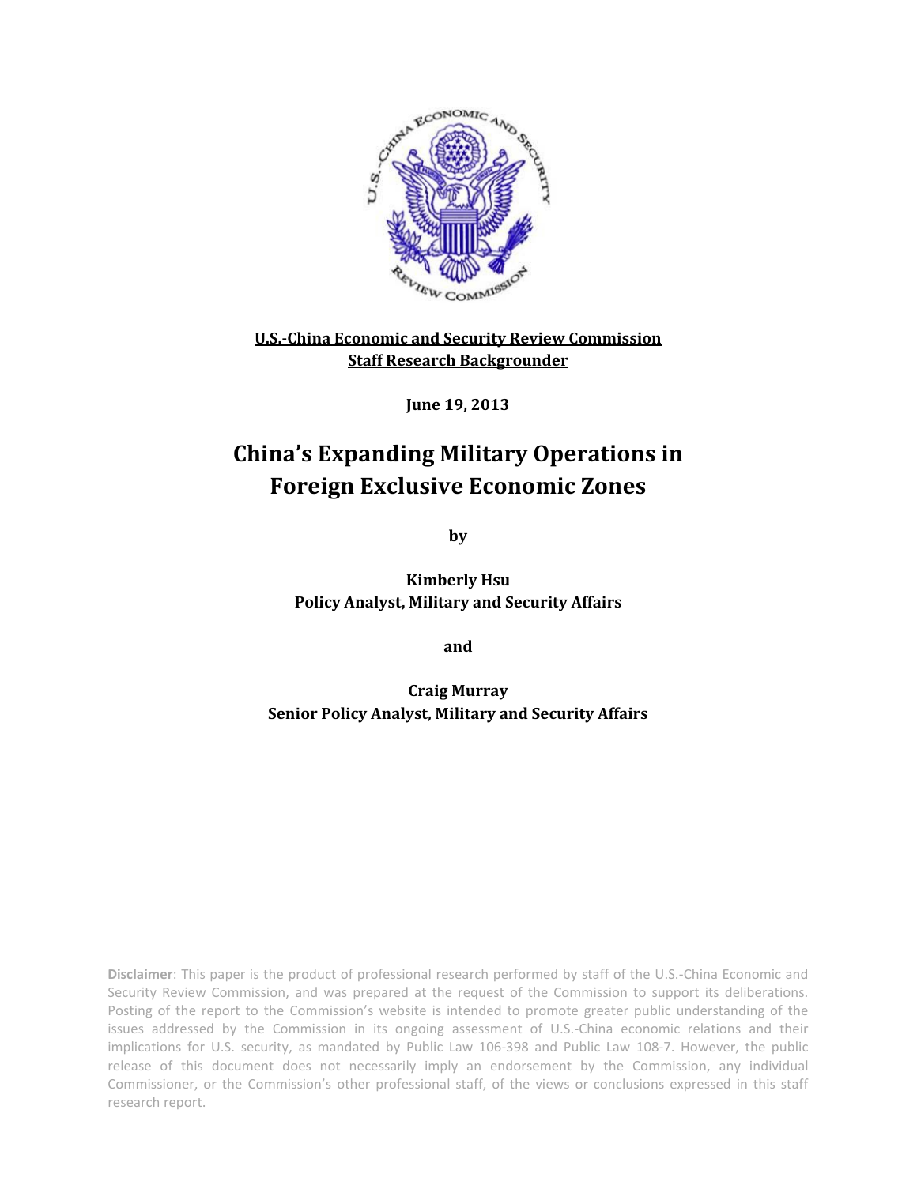**U.S.-China Economic and Security Review Commission**
**Staff Research Backgrounder**

**June 19, 2013**

# China's Expanding Military Operations in Foreign Exclusive Economic Zones

**by**

**Kimberly Hsu**
**Policy Analyst, Military and Security Affairs**

**and**

**Craig Murray**
**Senior Policy Analyst, Military and Security Affairs**

**Disclaimer**: This paper is the product of professional research performed by staff of the U.S.-China Economic and Security Review Commission, and was prepared at the request of the Commission to support its deliberations. Posting of the report to the Commission's website is intended to promote greater public understanding of the issues addressed by the Commission in its ongoing assessment of U.S.-China economic relations and their implications for U.S. security, as mandated by Public Law 106-398 and Public Law 108-7. However, the public release of this document does not necessarily imply an endorsement by the Commission, any individual Commissioner, or the Commission's other professional staff, of the views or conclusions expressed in this staff research report.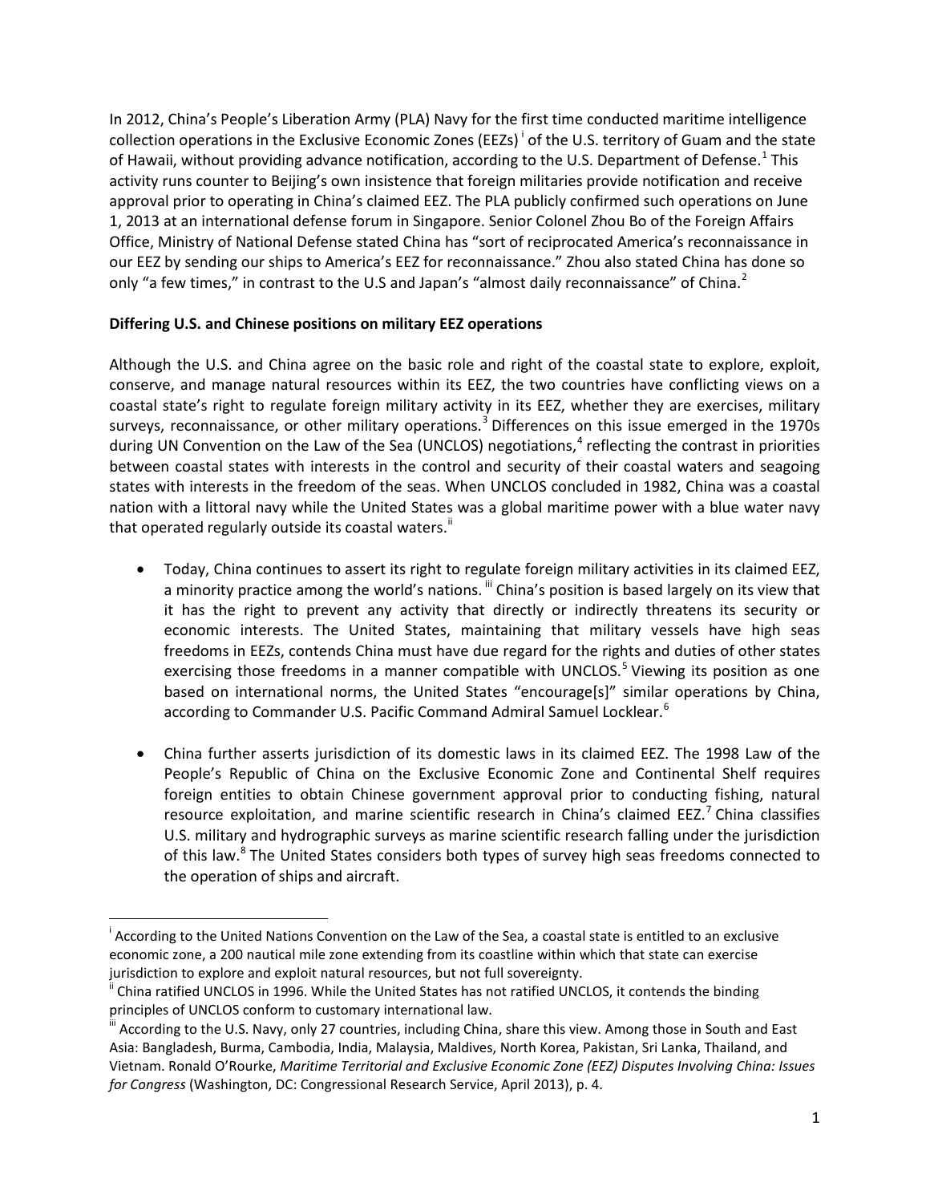In 2012, China's People's Liberation Army (PLA) Navy for the first time conducted maritime intelligence collection operations in the Exclusive Economic Zones (EEZs)[i] of the U.S. territory of Guam and the state of Hawaii, without providing advance notification, according to the U.S. Department of Defense.[1] This activity runs counter to Beijing's own insistence that foreign militaries provide notification and receive approval prior to operating in China's claimed EEZ. The PLA publicly confirmed such operations on June 1, 2013 at an international defense forum in Singapore. Senior Colonel Zhou Bo of the Foreign Affairs Office, Ministry of National Defense stated China has "sort of reciprocated America's reconnaissance in our EEZ by sending our ships to America's EEZ for reconnaissance." Zhou also stated China has done so only "a few times," in contrast to the U.S and Japan's "almost daily reconnaissance" of China.[2]

**Differing U.S. and Chinese positions on military EEZ operations**

Although the U.S. and China agree on the basic role and right of the coastal state to explore, exploit, conserve, and manage natural resources within its EEZ, the two countries have conflicting views on a coastal state's right to regulate foreign military activity in its EEZ, whether they are exercises, military surveys, reconnaissance, or other military operations.[3] Differences on this issue emerged in the 1970s during UN Convention on the Law of the Sea (UNCLOS) negotiations,[4] reflecting the contrast in priorities between coastal states with interests in the control and security of their coastal waters and seagoing states with interests in the freedom of the seas. When UNCLOS concluded in 1982, China was a coastal nation with a littoral navy while the United States was a global maritime power with a blue water navy that operated regularly outside its coastal waters.[ii]

- Today, China continues to assert its right to regulate foreign military activities in its claimed EEZ, a minority practice among the world's nations.[iii] China's position is based largely on its view that it has the right to prevent any activity that directly or indirectly threatens its security or economic interests. The United States, maintaining that military vessels have high seas freedoms in EEZs, contends China must have due regard for the rights and duties of other states exercising those freedoms in a manner compatible with UNCLOS.[5] Viewing its position as one based on international norms, the United States "encourage[s]" similar operations by China, according to Commander U.S. Pacific Command Admiral Samuel Locklear.[6]

- China further asserts jurisdiction of its domestic laws in its claimed EEZ. The 1998 Law of the People's Republic of China on the Exclusive Economic Zone and Continental Shelf requires foreign entities to obtain Chinese government approval prior to conducting fishing, natural resource exploitation, and marine scientific research in China's claimed EEZ.[7] China classifies U.S. military and hydrographic surveys as marine scientific research falling under the jurisdiction of this law.[8] The United States considers both types of survey high seas freedoms connected to the operation of ships and aircraft.

---

[i] According to the United Nations Convention on the Law of the Sea, a coastal state is entitled to an exclusive economic zone, a 200 nautical mile zone extending from its coastline within which that state can exercise jurisdiction to explore and exploit natural resources, but not full sovereignty.

[ii] China ratified UNCLOS in 1996. While the United States has not ratified UNCLOS, it contends the binding principles of UNCLOS conform to customary international law.

[iii] According to the U.S. Navy, only 27 countries, including China, share this view. Among those in South and East Asia: Bangladesh, Burma, Cambodia, India, Malaysia, Maldives, North Korea, Pakistan, Sri Lanka, Thailand, and Vietnam. Ronald O'Rourke, *Maritime Territorial and Exclusive Economic Zone (EEZ) Disputes Involving China: Issues for Congress* (Washington, DC: Congressional Research Service, April 2013), p. 4.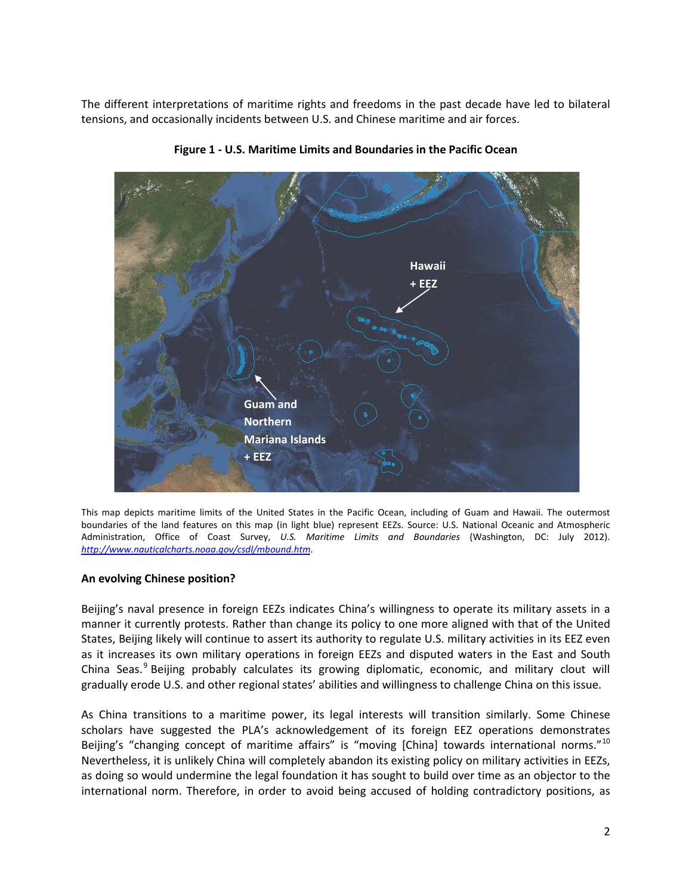The different interpretations of maritime rights and freedoms in the past decade have led to bilateral tensions, and occasionally incidents between U.S. and Chinese maritime and air forces.

**Figure 1 - U.S. Maritime Limits and Boundaries in the Pacific Ocean**

This map depicts maritime limits of the United States in the Pacific Ocean, including of Guam and Hawaii. The outermost boundaries of the land features on this map (in light blue) represent EEZs. Source: U.S. National Oceanic and Atmospheric Administration, Office of Coast Survey, *U.S. Maritime Limits and Boundaries* (Washington, DC: July 2012). *http://www.nauticalcharts.noaa.gov/csdl/mbound.htm*.

**An evolving Chinese position?**

Beijing's naval presence in foreign EEZs indicates China's willingness to operate its military assets in a manner it currently protests. Rather than change its policy to one more aligned with that of the United States, Beijing likely will continue to assert its authority to regulate U.S. military activities in its EEZ even as it increases its own military operations in foreign EEZs and disputed waters in the East and South China Seas.[9] Beijing probably calculates its growing diplomatic, economic, and military clout will gradually erode U.S. and other regional states' abilities and willingness to challenge China on this issue.

As China transitions to a maritime power, its legal interests will transition similarly. Some Chinese scholars have suggested the PLA's acknowledgement of its foreign EEZ operations demonstrates Beijing's "changing concept of maritime affairs" is "moving [China] towards international norms."[10] Nevertheless, it is unlikely China will completely abandon its existing policy on military activities in EEZs, as doing so would undermine the legal foundation it has sought to build over time as an objector to the international norm. Therefore, in order to avoid being accused of holding contradictory positions, as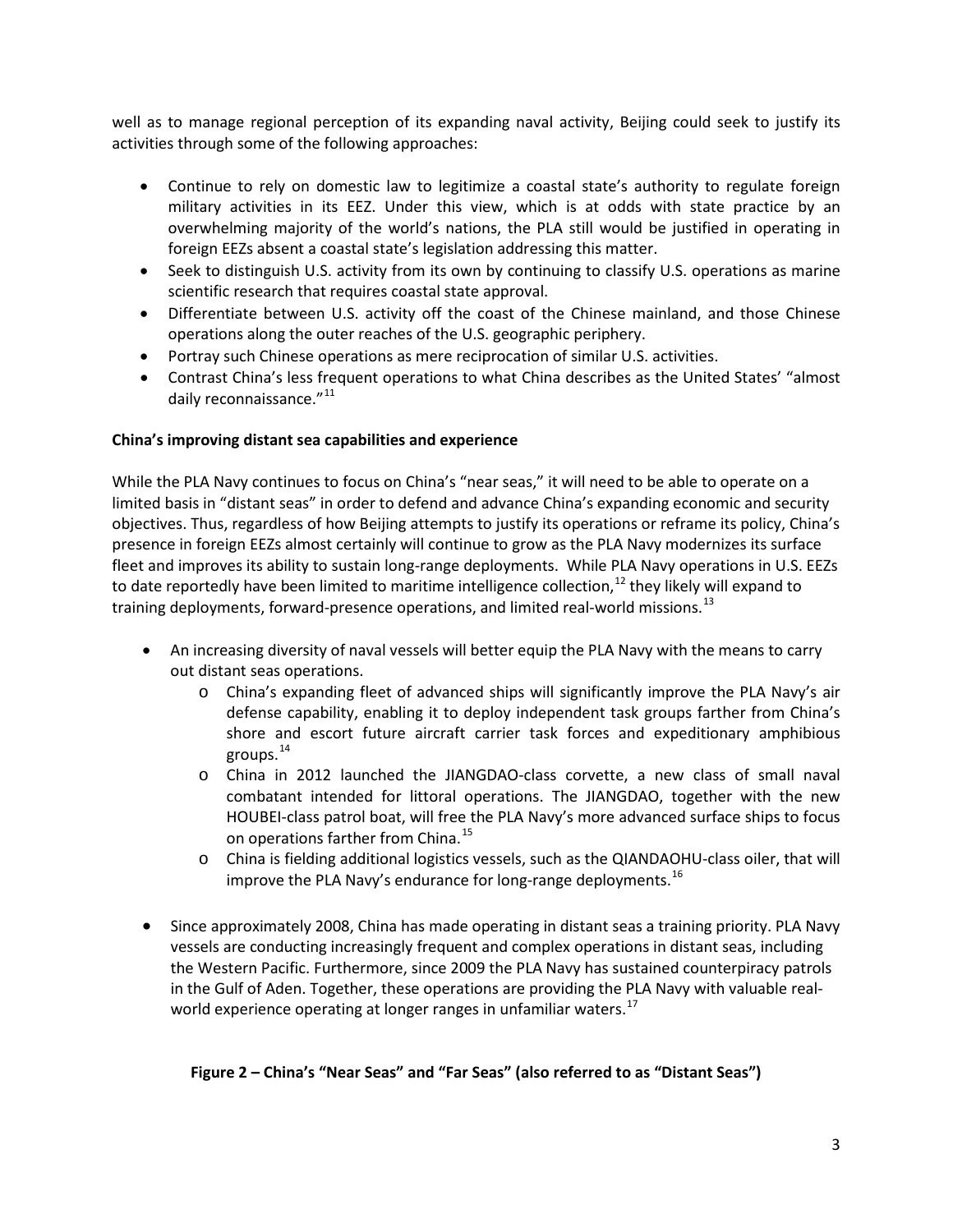well as to manage regional perception of its expanding naval activity, Beijing could seek to justify its activities through some of the following approaches:

- Continue to rely on domestic law to legitimize a coastal state's authority to regulate foreign military activities in its EEZ. Under this view, which is at odds with state practice by an overwhelming majority of the world's nations, the PLA still would be justified in operating in foreign EEZs absent a coastal state's legislation addressing this matter.
- Seek to distinguish U.S. activity from its own by continuing to classify U.S. operations as marine scientific research that requires coastal state approval.
- Differentiate between U.S. activity off the coast of the Chinese mainland, and those Chinese operations along the outer reaches of the U.S. geographic periphery.
- Portray such Chinese operations as mere reciprocation of similar U.S. activities.
- Contrast China's less frequent operations to what China describes as the United States' "almost daily reconnaissance."[11]

**China's improving distant sea capabilities and experience**

While the PLA Navy continues to focus on China's "near seas," it will need to be able to operate on a limited basis in "distant seas" in order to defend and advance China's expanding economic and security objectives. Thus, regardless of how Beijing attempts to justify its operations or reframe its policy, China's presence in foreign EEZs almost certainly will continue to grow as the PLA Navy modernizes its surface fleet and improves its ability to sustain long-range deployments. While PLA Navy operations in U.S. EEZs to date reportedly have been limited to maritime intelligence collection,[12] they likely will expand to training deployments, forward-presence operations, and limited real-world missions.[13]

- An increasing diversity of naval vessels will better equip the PLA Navy with the means to carry out distant seas operations.
  - China's expanding fleet of advanced ships will significantly improve the PLA Navy's air defense capability, enabling it to deploy independent task groups farther from China's shore and escort future aircraft carrier task forces and expeditionary amphibious groups.[14]
  - China in 2012 launched the JIANGDAO-class corvette, a new class of small naval combatant intended for littoral operations. The JIANGDAO, together with the new HOUBEI-class patrol boat, will free the PLA Navy's more advanced surface ships to focus on operations farther from China.[15]
  - China is fielding additional logistics vessels, such as the QIANDAOHU-class oiler, that will improve the PLA Navy's endurance for long-range deployments.[16]

- Since approximately 2008, China has made operating in distant seas a training priority. PLA Navy vessels are conducting increasingly frequent and complex operations in distant seas, including the Western Pacific. Furthermore, since 2009 the PLA Navy has sustained counterpiracy patrols in the Gulf of Aden. Together, these operations are providing the PLA Navy with valuable real-world experience operating at longer ranges in unfamiliar waters.[17]

**Figure 2 – China's "Near Seas" and "Far Seas" (also referred to as "Distant Seas")**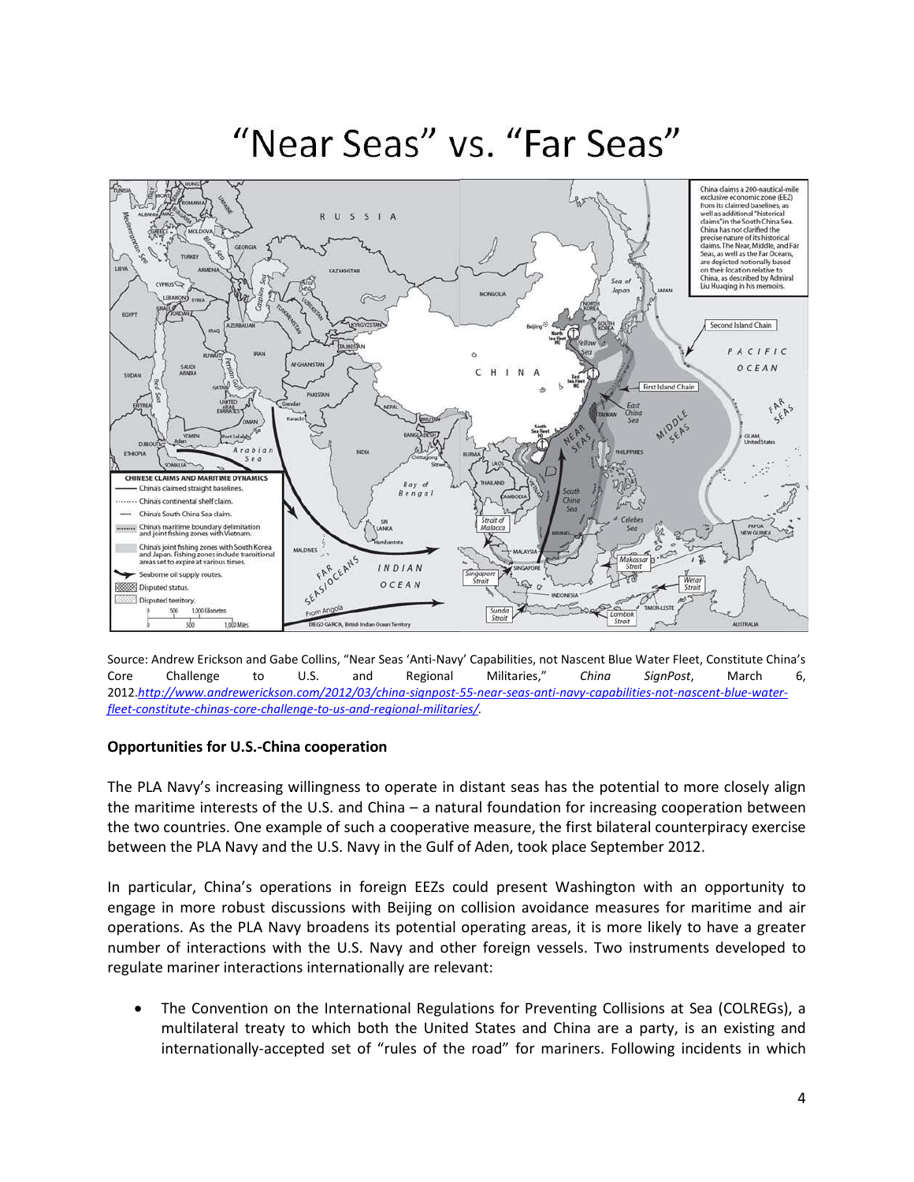# "Near Seas" vs. "Far Seas"

Source: Andrew Erickson and Gabe Collins, "Near Seas 'Anti-Navy' Capabilities, not Nascent Blue Water Fleet, Constitute China's Core Challenge to U.S. and Regional Militaries," *China SignPost*, March 6, 2012.*http://www.andrewerickson.com/2012/03/china-signpost-55-near-seas-anti-navy-capabilities-not-nascent-blue-water-fleet-constitute-chinas-core-challenge-to-us-and-regional-militaries/*.

**Opportunities for U.S.-China cooperation**

The PLA Navy's increasing willingness to operate in distant seas has the potential to more closely align the maritime interests of the U.S. and China – a natural foundation for increasing cooperation between the two countries. One example of such a cooperative measure, the first bilateral counterpiracy exercise between the PLA Navy and the U.S. Navy in the Gulf of Aden, took place September 2012.

In particular, China's operations in foreign EEZs could present Washington with an opportunity to engage in more robust discussions with Beijing on collision avoidance measures for maritime and air operations. As the PLA Navy broadens its potential operating areas, it is more likely to have a greater number of interactions with the U.S. Navy and other foreign vessels. Two instruments developed to regulate mariner interactions internationally are relevant:

- The Convention on the International Regulations for Preventing Collisions at Sea (COLREGs), a multilateral treaty to which both the United States and China are a party, is an existing and internationally-accepted set of "rules of the road" for mariners. Following incidents in which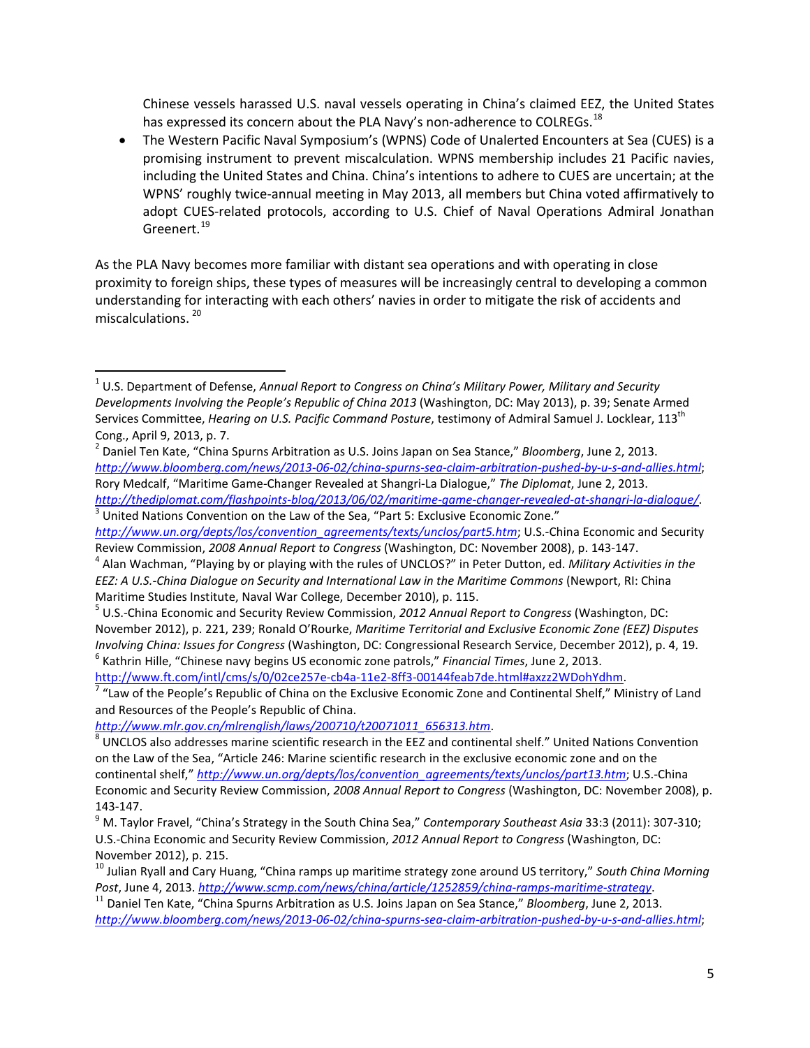Chinese vessels harassed U.S. naval vessels operating in China's claimed EEZ, the United States has expressed its concern about the PLA Navy's non-adherence to COLREGs.[18]

- The Western Pacific Naval Symposium's (WPNS) Code of Unalerted Encounters at Sea (CUES) is a promising instrument to prevent miscalculation. WPNS membership includes 21 Pacific navies, including the United States and China. China's intentions to adhere to CUES are uncertain; at the WPNS' roughly twice-annual meeting in May 2013, all members but China voted affirmatively to adopt CUES-related protocols, according to U.S. Chief of Naval Operations Admiral Jonathan Greenert.[19]

As the PLA Navy becomes more familiar with distant sea operations and with operating in close proximity to foreign ships, these types of measures will be increasingly central to developing a common understanding for interacting with each others' navies in order to mitigate the risk of accidents and miscalculations. [20]

---

[1] U.S. Department of Defense, *Annual Report to Congress on China's Military Power, Military and Security Developments Involving the People's Republic of China 2013* (Washington, DC: May 2013), p. 39; Senate Armed Services Committee, *Hearing on U.S. Pacific Command Posture*, testimony of Admiral Samuel J. Locklear, 113th Cong., April 9, 2013, p. 7.

[2] Daniel Ten Kate, "China Spurns Arbitration as U.S. Joins Japan on Sea Stance," *Bloomberg*, June 2, 2013. *http://www.bloomberg.com/news/2013-06-02/china-spurns-sea-claim-arbitration-pushed-by-u-s-and-allies.html*; Rory Medcalf, "Maritime Game-Changer Revealed at Shangri-La Dialogue," *The Diplomat*, June 2, 2013. *http://thediplomat.com/flashpoints-blog/2013/06/02/maritime-game-changer-revealed-at-shangri-la-dialogue/*.

[3] United Nations Convention on the Law of the Sea, "Part 5: Exclusive Economic Zone." *http://www.un.org/depts/los/convention_agreements/texts/unclos/part5.htm*; U.S.-China Economic and Security Review Commission, *2008 Annual Report to Congress* (Washington, DC: November 2008), p. 143-147.

[4] Alan Wachman, "Playing by or playing with the rules of UNCLOS?" in Peter Dutton, ed. *Military Activities in the EEZ: A U.S.-China Dialogue on Security and International Law in the Maritime Commons* (Newport, RI: China Maritime Studies Institute, Naval War College, December 2010), p. 115.

[5] U.S.-China Economic and Security Review Commission, *2012 Annual Report to Congress* (Washington, DC: November 2012), p. 221, 239; Ronald O'Rourke, *Maritime Territorial and Exclusive Economic Zone (EEZ) Disputes Involving China: Issues for Congress* (Washington, DC: Congressional Research Service, December 2012), p. 4, 19.

[6] Kathrin Hille, "Chinese navy begins US economic zone patrols," *Financial Times*, June 2, 2013. http://www.ft.com/intl/cms/s/0/02ce257e-cb4a-11e2-8ff3-00144feab7de.html#axzz2WDohYdhm.

[7] "Law of the People's Republic of China on the Exclusive Economic Zone and Continental Shelf," Ministry of Land and Resources of the People's Republic of China. *http://www.mlr.gov.cn/mlrenglish/laws/200710/t20071011_656313.htm*.

[8] UNCLOS also addresses marine scientific research in the EEZ and continental shelf." United Nations Convention on the Law of the Sea, "Article 246: Marine scientific research in the exclusive economic zone and on the continental shelf," *http://www.un.org/depts/los/convention_agreements/texts/unclos/part13.htm*; U.S.-China Economic and Security Review Commission, *2008 Annual Report to Congress* (Washington, DC: November 2008), p. 143-147.

[9] M. Taylor Fravel, "China's Strategy in the South China Sea," *Contemporary Southeast Asia* 33:3 (2011): 307-310; U.S.-China Economic and Security Review Commission, *2012 Annual Report to Congress* (Washington, DC: November 2012), p. 215.

[10] Julian Ryall and Cary Huang, "China ramps up maritime strategy zone around US territory," *South China Morning Post*, June 4, 2013. *http://www.scmp.com/news/china/article/1252859/china-ramps-maritime-strategy*.

[11] Daniel Ten Kate, "China Spurns Arbitration as U.S. Joins Japan on Sea Stance," *Bloomberg*, June 2, 2013. *http://www.bloomberg.com/news/2013-06-02/china-spurns-sea-claim-arbitration-pushed-by-u-s-and-allies.html*;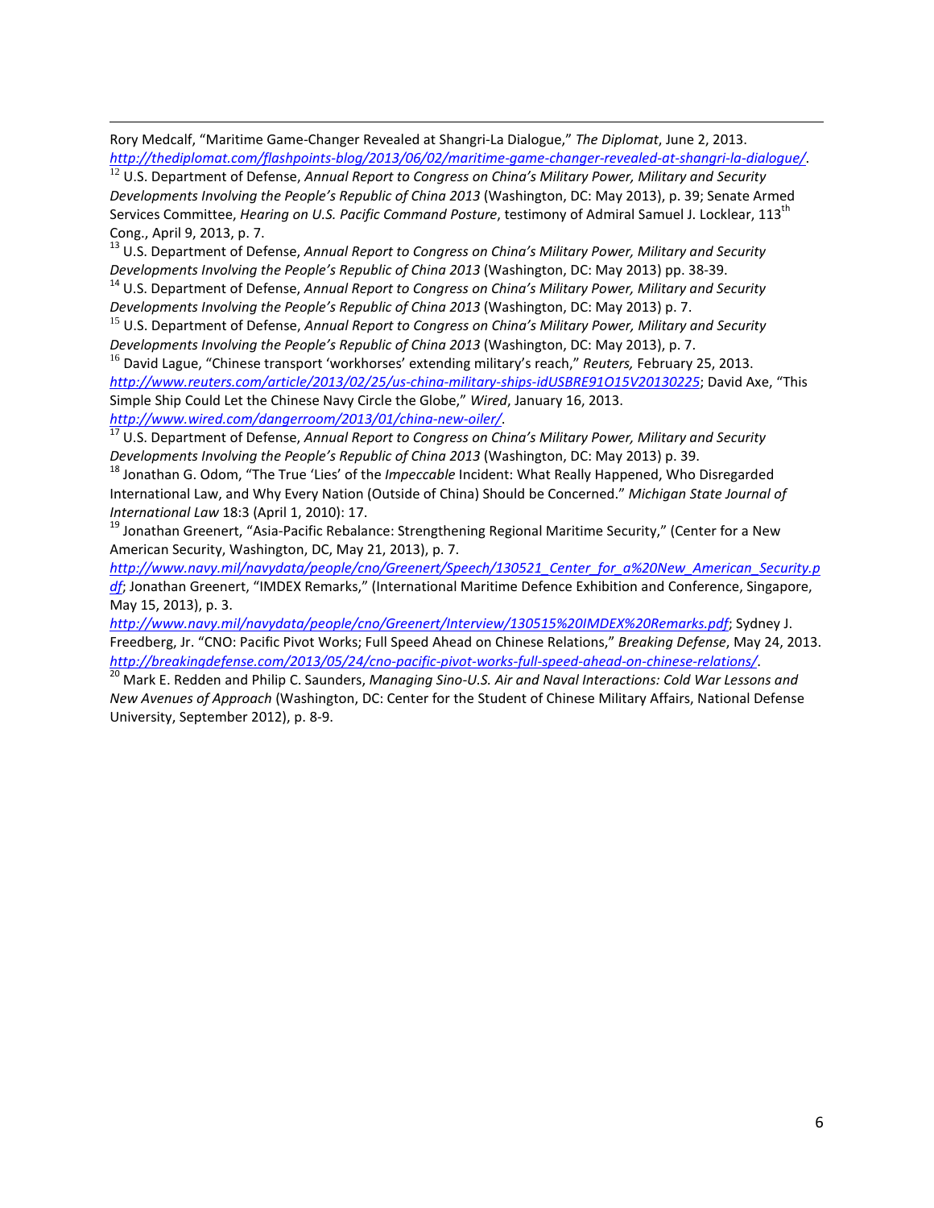Rory Medcalf, "Maritime Game-Changer Revealed at Shangri-La Dialogue," *The Diplomat*, June 2, 2013. *http://thediplomat.com/flashpoints-blog/2013/06/02/maritime-game-changer-revealed-at-shangri-la-dialogue/*.

[12] U.S. Department of Defense, *Annual Report to Congress on China's Military Power, Military and Security Developments Involving the People's Republic of China 2013* (Washington, DC: May 2013), p. 39; Senate Armed Services Committee, *Hearing on U.S. Pacific Command Posture*, testimony of Admiral Samuel J. Locklear, 113th Cong., April 9, 2013, p. 7.

[13] U.S. Department of Defense, *Annual Report to Congress on China's Military Power, Military and Security Developments Involving the People's Republic of China 2013* (Washington, DC: May 2013) pp. 38-39.

[14] U.S. Department of Defense, *Annual Report to Congress on China's Military Power, Military and Security Developments Involving the People's Republic of China 2013* (Washington, DC: May 2013) p. 7.

[15] U.S. Department of Defense, *Annual Report to Congress on China's Military Power, Military and Security Developments Involving the People's Republic of China 2013* (Washington, DC: May 2013), p. 7.

[16] David Lague, "Chinese transport 'workhorses' extending military's reach," *Reuters,* February 25, 2013. *http://www.reuters.com/article/2013/02/25/us-china-military-ships-idUSBRE91O15V20130225*; David Axe, "This Simple Ship Could Let the Chinese Navy Circle the Globe," *Wired*, January 16, 2013. *http://www.wired.com/dangerroom/2013/01/china-new-oiler/*.

[17] U.S. Department of Defense, *Annual Report to Congress on China's Military Power, Military and Security Developments Involving the People's Republic of China 2013* (Washington, DC: May 2013) p. 39.

[18] Jonathan G. Odom, "The True 'Lies' of the *Impeccable* Incident: What Really Happened, Who Disregarded International Law, and Why Every Nation (Outside of China) Should be Concerned." *Michigan State Journal of International Law* 18:3 (April 1, 2010): 17.

[19] Jonathan Greenert, "Asia-Pacific Rebalance: Strengthening Regional Maritime Security," (Center for a New American Security, Washington, DC, May 21, 2013), p. 7. *http://www.navy.mil/navydata/people/cno/Greenert/Speech/130521_Center_for_a%20New_American_Security.pdf*; Jonathan Greenert, "IMDEX Remarks," (International Maritime Defence Exhibition and Conference, Singapore, May 15, 2013), p. 3. *http://www.navy.mil/navydata/people/cno/Greenert/Interview/130515%20IMDEX%20Remarks.pdf*; Sydney J. Freedberg, Jr. "CNO: Pacific Pivot Works; Full Speed Ahead on Chinese Relations," *Breaking Defense*, May 24, 2013. *http://breakingdefense.com/2013/05/24/cno-pacific-pivot-works-full-speed-ahead-on-chinese-relations/*.

[20] Mark E. Redden and Philip C. Saunders, *Managing Sino-U.S. Air and Naval Interactions: Cold War Lessons and New Avenues of Approach* (Washington, DC: Center for the Student of Chinese Military Affairs, National Defense University, September 2012), p. 8-9.